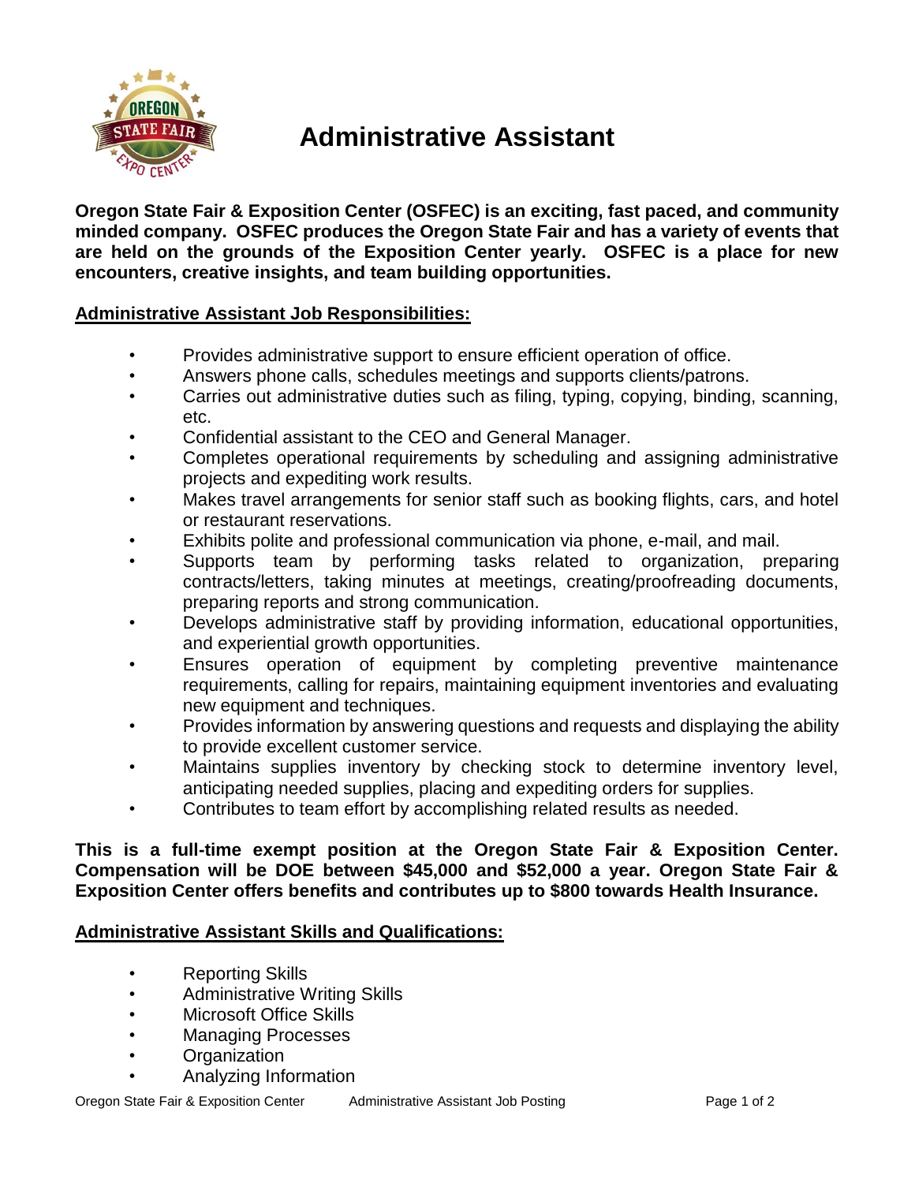# Administrative Assistant

**Oregon State Fair & Exposition Center (OSFEC) is an exciting, fast paced, and community minded company. OSFEC produces the Oregon State Fair and has a variety of events that are held on the grounds of the Exposition Center yearly. OSFEC is a place for new encounters, creative insights, and team building opportunities.**

## Administrative Assistant Job Responsibilities:

- Provides administrative support to ensure efficient operation of office.
- Answers phone calls, schedules meetings and supports clients/patrons.
- Carries out administrative duties such as filing, typing, copying, binding, scanning, etc.
- Confidential assistant to the CEO and General Manager.
- Completes operational requirements by scheduling and assigning administrative projects and expediting work results.
- Makes travel arrangements for senior staff such as booking flights, cars, and hotel or restaurant reservations.
- Exhibits polite and professional communication via phone, e-mail, and mail.
- Supports team by performing tasks related to organization, preparing contracts/letters, taking minutes at meetings, creating/proofreading documents, preparing reports and strong communication.
- Develops administrative staff by providing information, educational opportunities, and experiential growth opportunities.
- Ensures operation of equipment by completing preventive maintenance requirements, calling for repairs, maintaining equipment inventories and evaluating new equipment and techniques.
- Provides information by answering questions and requests and displaying the ability to provide excellent customer service.
- Maintains supplies inventory by checking stock to determine inventory level, anticipating needed supplies, placing and expediting orders for supplies.
- Contributes to team effort by accomplishing related results as needed.

**This is a full-time exempt position at the Oregon State Fair & Exposition Center. Compensation will be DOE between $45,000 and $52,000 a year. Oregon State Fair & Exposition Center offers benefits and contributes up to $800 towards Health Insurance.**

## Administrative Assistant Skills and Qualifications:

- Reporting Skills
- Administrative Writing Skills
- Microsoft Office Skills
- Managing Processes
- Organization
- Analyzing Information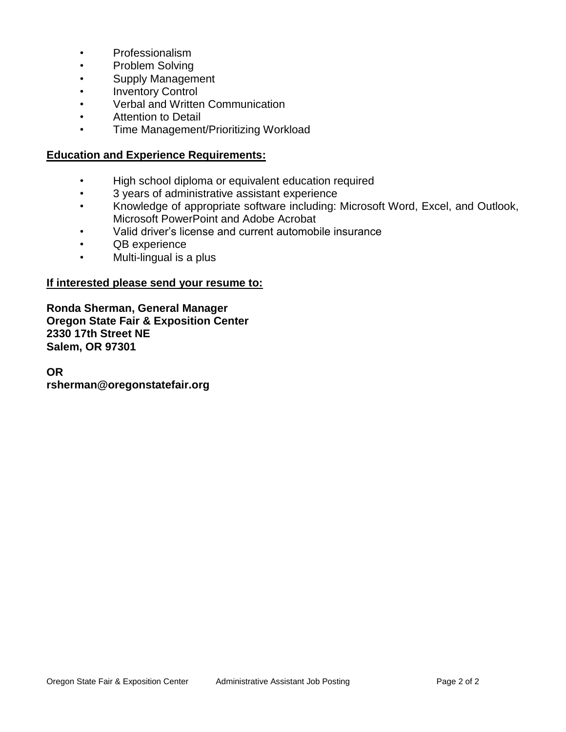- Professionalism
- Problem Solving
- Supply Management
- Inventory Control
- Verbal and Written Communication
- Attention to Detail
- Time Management/Prioritizing Workload

**<u>Education and Experience Requirements:</u>**

- High school diploma or equivalent education required
- 3 years of administrative assistant experience
- Knowledge of appropriate software including: Microsoft Word, Excel, and Outlook, Microsoft PowerPoint and Adobe Acrobat
- Valid driver's license and current automobile insurance
- QB experience
- Multi-lingual is a plus

**<u>If interested please send your resume to:</u>**

**Ronda Sherman, General Manager**
**Oregon State Fair & Exposition Center**
**2330 17th Street NE**
**Salem, OR 97301**

**OR**
**rsherman@oregonstatefair.org**